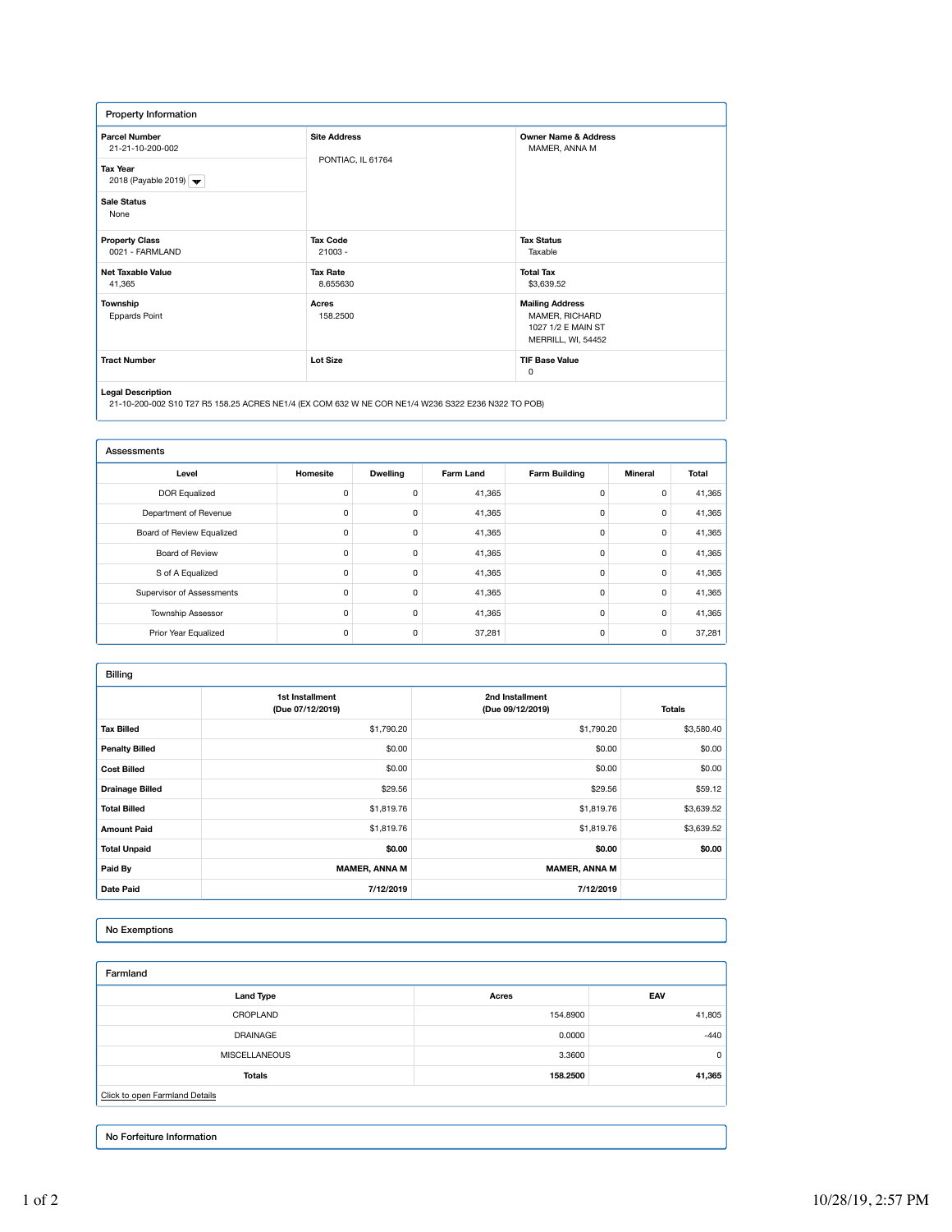## Property Information

| | | |
|---|---|---|
| **Parcel Number**<br>21-21-10-200-002 | **Site Address**<br>PONTIAC, IL 61764 | **Owner Name & Address**<br>MAMER, ANNA M |
| **Tax Year**<br>2018 (Payable 2019) | | |
| **Sale Status**<br>None | | |
| **Property Class**<br>0021 - FARMLAND | **Tax Code**<br>21003 - | **Tax Status**<br>Taxable |
| **Net Taxable Value**<br>41,365 | **Tax Rate**<br>8.655630 | **Total Tax**<br>$3,639.52 |
| **Township**<br>Eppards Point | **Acres**<br>158.2500 | **Mailing Address**<br>MAMER, RICHARD<br>1027 1/2 E MAIN ST<br>MERRILL, WI, 54452 |
| **Tract Number** | **Lot Size** | **TIF Base Value**<br>0 |

**Legal Description**
21-10-200-002 S10 T27 R5 158.25 ACRES NE1/4 (EX COM 632 W NE COR NE1/4 W236 S322 E236 N322 TO POB)

## Assessments

| Level | Homesite | Dwelling | Farm Land | Farm Building | Mineral | Total |
|---|---|---|---|---|---|---|
| DOR Equalized | 0 | 0 | 41,365 | 0 | 0 | 41,365 |
| Department of Revenue | 0 | 0 | 41,365 | 0 | 0 | 41,365 |
| Board of Review Equalized | 0 | 0 | 41,365 | 0 | 0 | 41,365 |
| Board of Review | 0 | 0 | 41,365 | 0 | 0 | 41,365 |
| S of A Equalized | 0 | 0 | 41,365 | 0 | 0 | 41,365 |
| Supervisor of Assessments | 0 | 0 | 41,365 | 0 | 0 | 41,365 |
| Township Assessor | 0 | 0 | 41,365 | 0 | 0 | 41,365 |
| Prior Year Equalized | 0 | 0 | 37,281 | 0 | 0 | 37,281 |

## Billing

| | 1st Installment (Due 07/12/2019) | 2nd Installment (Due 09/12/2019) | Totals |
|---|---|---|---|
| **Tax Billed** | $1,790.20 | $1,790.20 | $3,580.40 |
| **Penalty Billed** | $0.00 | $0.00 | $0.00 |
| **Cost Billed** | $0.00 | $0.00 | $0.00 |
| **Drainage Billed** | $29.56 | $29.56 | $59.12 |
| **Total Billed** | $1,819.76 | $1,819.76 | $3,639.52 |
| **Amount Paid** | $1,819.76 | $1,819.76 | $3,639.52 |
| **Total Unpaid** | **$0.00** | **$0.00** | **$0.00** |
| **Paid By** | **MAMER, ANNA M** | **MAMER, ANNA M** | |
| **Date Paid** | **7/12/2019** | **7/12/2019** | |

## No Exemptions

## Farmland

| Land Type | Acres | EAV |
|---|---|---|
| CROPLAND | 154.8900 | 41,805 |
| DRAINAGE | 0.0000 | -440 |
| MISCELLANEOUS | 3.3600 | 0 |
| **Totals** | **158.2500** | **41,365** |

Click to open Farmland Details

## No Forfeiture Information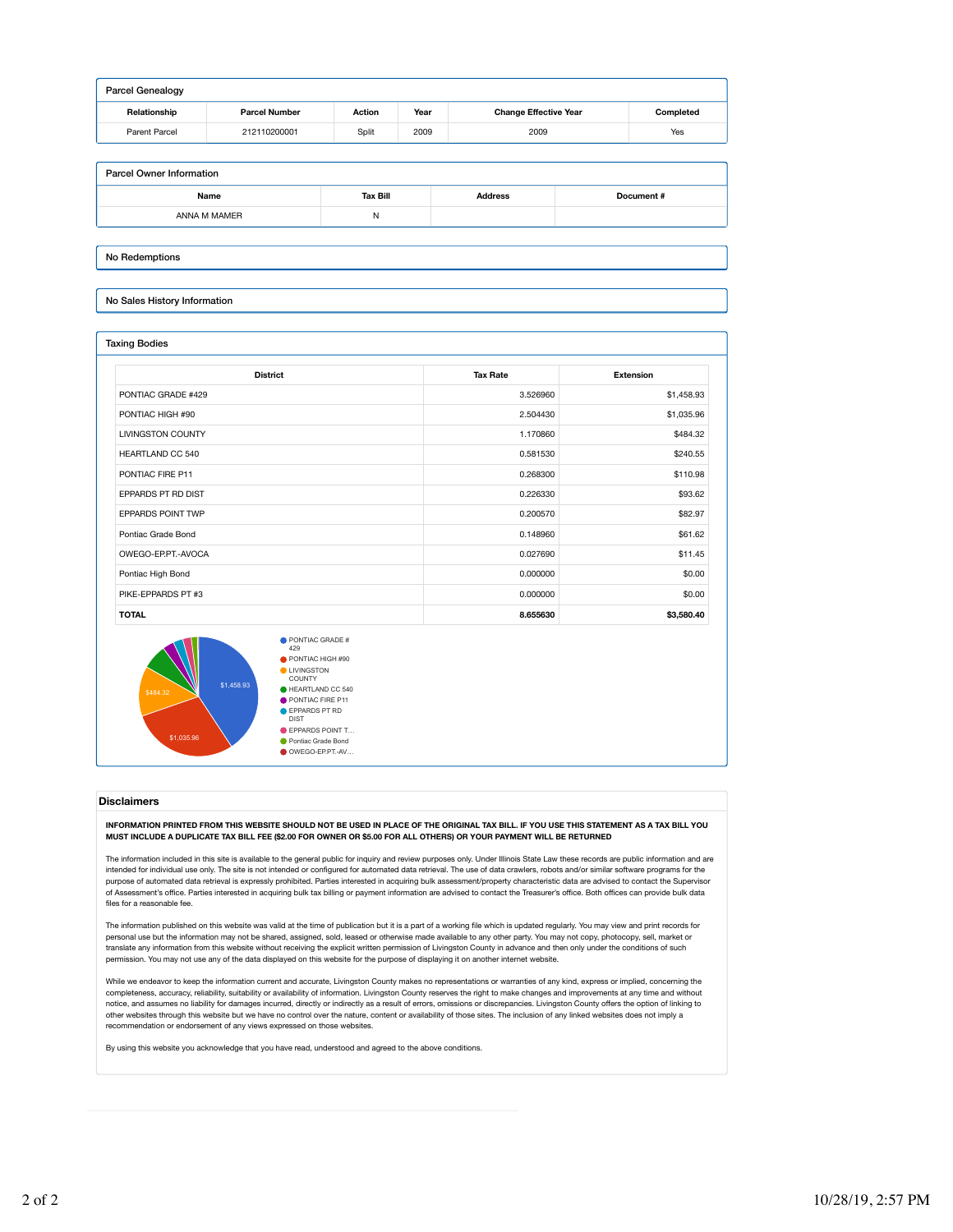## Parcel Genealogy

| Relationship | Parcel Number | Action | Year | Change Effective Year | Completed |
|---|---|---|---|---|---|
| Parent Parcel | 212110200001 | Split | 2009 | 2009 | Yes |

## Parcel Owner Information

| Name | Tax Bill | Address | Document # |
|---|---|---|---|
| ANNA M MAMER | N | | |

## No Redemptions

## No Sales History Information

## Taxing Bodies

| District | Tax Rate | Extension |
|---|---|---|
| PONTIAC GRADE #429 | 3.526960 | $1,458.93 |
| PONTIAC HIGH #90 | 2.504430 | $1,035.96 |
| LIVINGSTON COUNTY | 1.170860 | $484.32 |
| HEARTLAND CC 540 | 0.581530 | $240.55 |
| PONTIAC FIRE P11 | 0.268300 | $110.98 |
| EPPARDS PT RD DIST | 0.226330 | $93.62 |
| EPPARDS POINT TWP | 0.200570 | $82.97 |
| Pontiac Grade Bond | 0.148960 | $61.62 |
| OWEGO-EP.PT.-AVOCA | 0.027690 | $11.45 |
| Pontiac High Bond | 0.000000 | $0.00 |
| PIKE-EPPARDS PT #3 | 0.000000 | $0.00 |
| **TOTAL** | **8.655630** | **$3,580.40** |

$1,458.93
$1,035.96
$484.32

PONTIAC GRADE # 429
PONTIAC HIGH #90
LIVINGSTON COUNTY
HEARTLAND CC 540
PONTIAC FIRE P11
EPPARDS PT RD DIST
EPPARDS POINT T...
Pontiac Grade Bond
OWEGO-EP.PT.-AV...

## Disclaimers

**INFORMATION PRINTED FROM THIS WEBSITE SHOULD NOT BE USED IN PLACE OF THE ORIGINAL TAX BILL. IF YOU USE THIS STATEMENT AS A TAX BILL YOU MUST INCLUDE A DUPLICATE TAX BILL FEE ($2.00 FOR OWNER OR $5.00 FOR ALL OTHERS) OR YOUR PAYMENT WILL BE RETURNED**

The information included in this site is available to the general public for inquiry and review purposes only. Under Illinois State Law these records are public information and are intended for individual use only. The site is not intended or configured for automated data retrieval. The use of data crawlers, robots and/or similar software programs for the purpose of automated data retrieval is expressly prohibited. Parties interested in acquiring bulk assessment/property characteristic data are advised to contact the Supervisor of Assessment's office. Parties interested in acquiring bulk tax billing or payment information are advised to contact the Treasurer's office. Both offices can provide bulk data files for a reasonable fee.

The information published on this website was valid at the time of publication but it is a part of a working file which is updated regularly. You may view and print records for personal use but the information may not be shared, assigned, sold, leased or otherwise made available to any other party. You may not copy, photocopy, sell, market or translate any information from this website without receiving the explicit written permission of Livingston County in advance and then only under the conditions of such permission. You may not use any of the data displayed on this website for the purpose of displaying it on another internet website.

While we endeavor to keep the information current and accurate, Livingston County makes no representations or warranties of any kind, express or implied, concerning the completeness, accuracy, reliability, suitability or availability of information. Livingston County reserves the right to make changes and improvements at any time and without notice, and assumes no liability for damages incurred, directly or indirectly as a result of errors, omissions or discrepancies. Livingston County offers the option of linking to other websites through this website but we have no control over the nature, content or availability of those sites. The inclusion of any linked websites does not imply a recommendation or endorsement of any views expressed on those websites.

By using this website you acknowledge that you have read, understood and agreed to the above conditions.